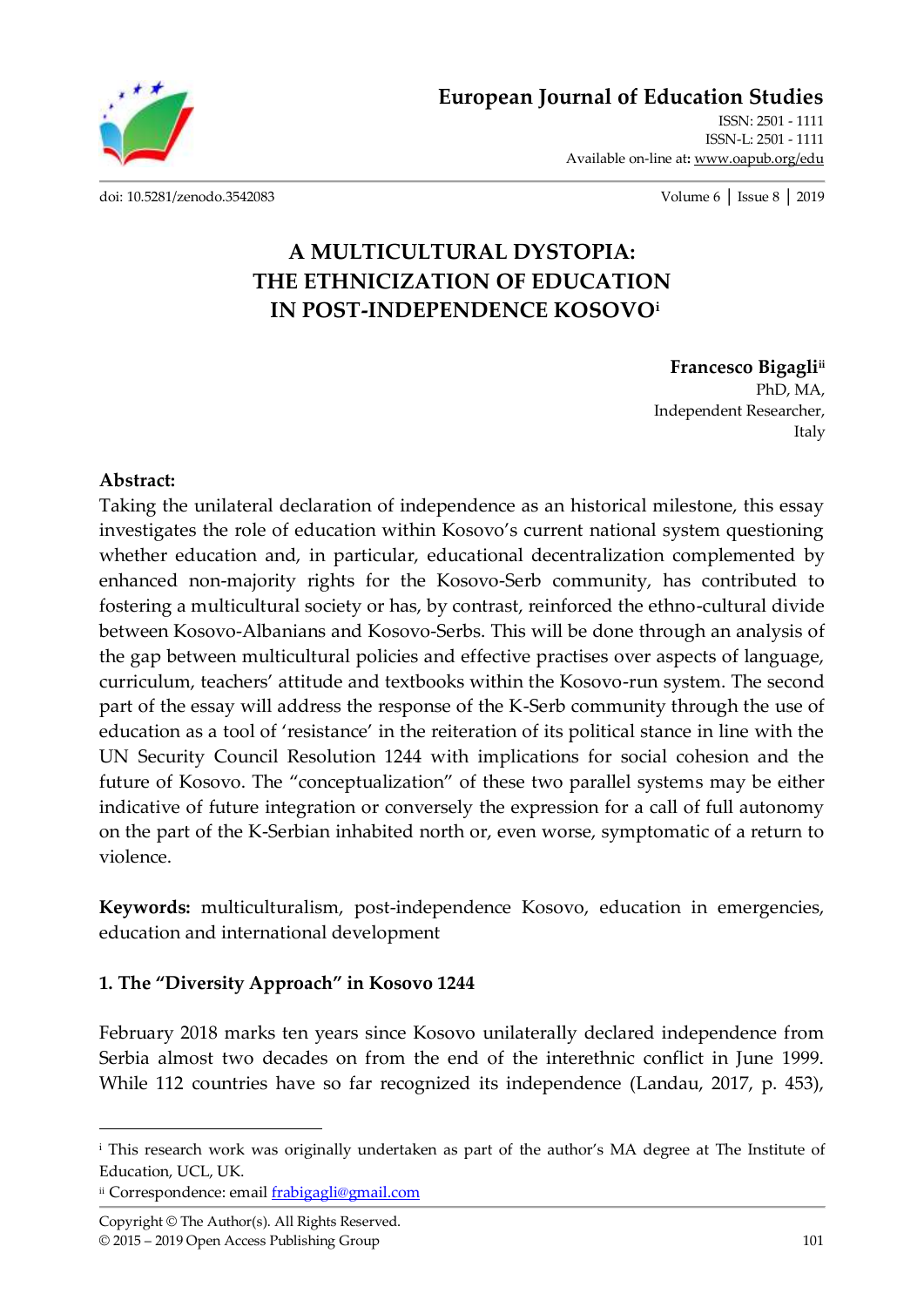# A MULTICULTURAL DYSTOPIA: THE ETHNICIZATION OF EDUCATION IN POST-INDEPENDENCE KOSOVO[i]

**Francesco Bigagli**[ii]
PhD, MA,
Independent Researcher,
Italy

**Abstract:**
Taking the unilateral declaration of independence as an historical milestone, this essay investigates the role of education within Kosovo's current national system questioning whether education and, in particular, educational decentralization complemented by enhanced non-majority rights for the Kosovo-Serb community, has contributed to fostering a multicultural society or has, by contrast, reinforced the ethno-cultural divide between Kosovo-Albanians and Kosovo-Serbs. This will be done through an analysis of the gap between multicultural policies and effective practises over aspects of language, curriculum, teachers' attitude and textbooks within the Kosovo-run system. The second part of the essay will address the response of the K-Serb community through the use of education as a tool of 'resistance' in the reiteration of its political stance in line with the UN Security Council Resolution 1244 with implications for social cohesion and the future of Kosovo. The "conceptualization" of these two parallel systems may be either indicative of future integration or conversely the expression for a call of full autonomy on the part of the K-Serbian inhabited north or, even worse, symptomatic of a return to violence.

**Keywords:** multiculturalism, post-independence Kosovo, education in emergencies, education and international development

## 1. The "Diversity Approach" in Kosovo 1244

February 2018 marks ten years since Kosovo unilaterally declared independence from Serbia almost two decades on from the end of the interethnic conflict in June 1999. While 112 countries have so far recognized its independence (Landau, 2017, p. 453),

---

[i] This research work was originally undertaken as part of the author's MA degree at The Institute of Education, UCL, UK.
[ii] Correspondence: email frabigagli@gmail.com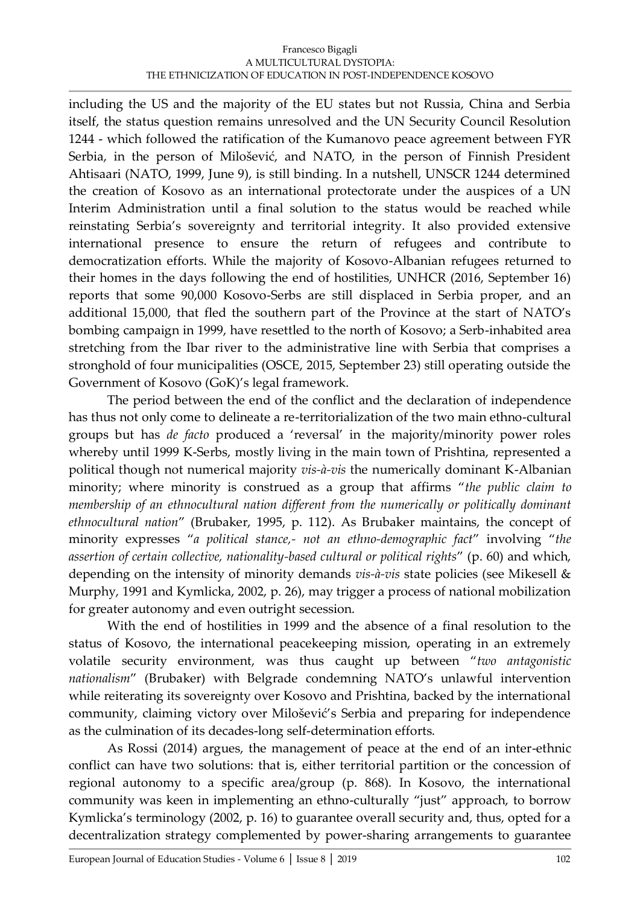including the US and the majority of the EU states but not Russia, China and Serbia itself, the status question remains unresolved and the UN Security Council Resolution 1244 - which followed the ratification of the Kumanovo peace agreement between FYR Serbia, in the person of Milošević, and NATO, in the person of Finnish President Ahtisaari (NATO, 1999, June 9), is still binding. In a nutshell, UNSCR 1244 determined the creation of Kosovo as an international protectorate under the auspices of a UN Interim Administration until a final solution to the status would be reached while reinstating Serbia's sovereignty and territorial integrity. It also provided extensive international presence to ensure the return of refugees and contribute to democratization efforts. While the majority of Kosovo-Albanian refugees returned to their homes in the days following the end of hostilities, UNHCR (2016, September 16) reports that some 90,000 Kosovo-Serbs are still displaced in Serbia proper, and an additional 15,000, that fled the southern part of the Province at the start of NATO's bombing campaign in 1999, have resettled to the north of Kosovo; a Serb-inhabited area stretching from the Ibar river to the administrative line with Serbia that comprises a stronghold of four municipalities (OSCE, 2015, September 23) still operating outside the Government of Kosovo (GoK)'s legal framework.

The period between the end of the conflict and the declaration of independence has thus not only come to delineate a re-territorialization of the two main ethno-cultural groups but has *de facto* produced a 'reversal' in the majority/minority power roles whereby until 1999 K-Serbs, mostly living in the main town of Prishtina, represented a political though not numerical majority *vis-à-vis* the numerically dominant K-Albanian minority; where minority is construed as a group that affirms "*the public claim to membership of an ethnocultural nation different from the numerically or politically dominant ethnocultural nation*" (Brubaker, 1995, p. 112). As Brubaker maintains, the concept of minority expresses "*a political stance,- not an ethno-demographic fact*" involving "*the assertion of certain collective, nationality-based cultural or political rights*" (p. 60) and which, depending on the intensity of minority demands *vis-à-vis* state policies (see Mikesell & Murphy, 1991 and Kymlicka, 2002, p. 26), may trigger a process of national mobilization for greater autonomy and even outright secession.

With the end of hostilities in 1999 and the absence of a final resolution to the status of Kosovo, the international peacekeeping mission, operating in an extremely volatile security environment, was thus caught up between "*two antagonistic nationalism*" (Brubaker) with Belgrade condemning NATO's unlawful intervention while reiterating its sovereignty over Kosovo and Prishtina, backed by the international community, claiming victory over Milošević's Serbia and preparing for independence as the culmination of its decades-long self-determination efforts.

As Rossi (2014) argues, the management of peace at the end of an inter-ethnic conflict can have two solutions: that is, either territorial partition or the concession of regional autonomy to a specific area/group (p. 868). In Kosovo, the international community was keen in implementing an ethno-culturally "just" approach, to borrow Kymlicka's terminology (2002, p. 16) to guarantee overall security and, thus, opted for a decentralization strategy complemented by power-sharing arrangements to guarantee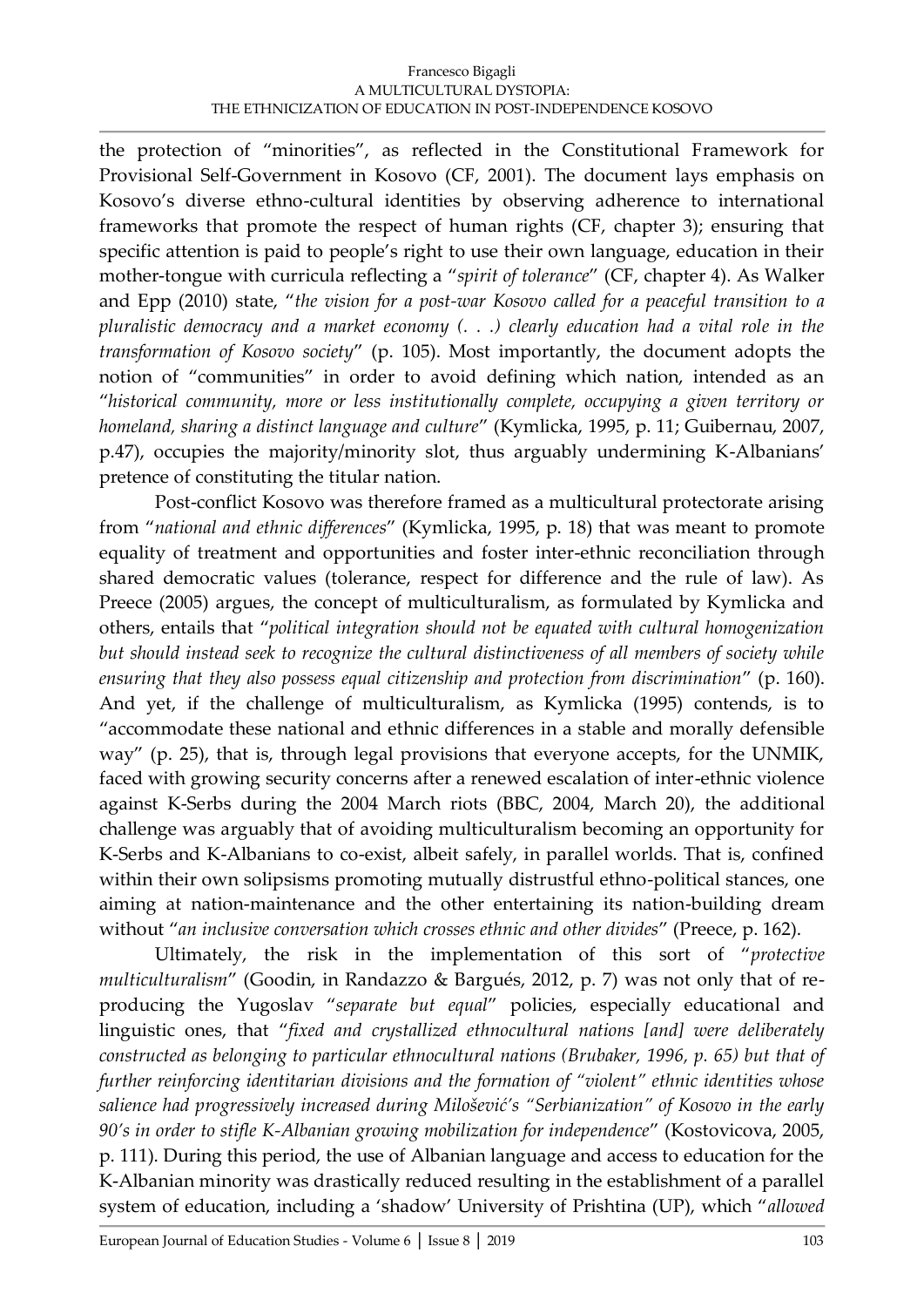the protection of "minorities", as reflected in the Constitutional Framework for Provisional Self-Government in Kosovo (CF, 2001). The document lays emphasis on Kosovo's diverse ethno-cultural identities by observing adherence to international frameworks that promote the respect of human rights (CF, chapter 3); ensuring that specific attention is paid to people's right to use their own language, education in their mother-tongue with curricula reflecting a "*spirit of tolerance*" (CF, chapter 4). As Walker and Epp (2010) state, "*the vision for a post-war Kosovo called for a peaceful transition to a pluralistic democracy and a market economy (. . .) clearly education had a vital role in the transformation of Kosovo society*" (p. 105). Most importantly, the document adopts the notion of "communities" in order to avoid defining which nation, intended as an "*historical community, more or less institutionally complete, occupying a given territory or homeland, sharing a distinct language and culture*" (Kymlicka, 1995, p. 11; Guibernau, 2007, p.47), occupies the majority/minority slot, thus arguably undermining K-Albanians' pretence of constituting the titular nation.

Post-conflict Kosovo was therefore framed as a multicultural protectorate arising from "*national and ethnic differences*" (Kymlicka, 1995, p. 18) that was meant to promote equality of treatment and opportunities and foster inter-ethnic reconciliation through shared democratic values (tolerance, respect for difference and the rule of law). As Preece (2005) argues, the concept of multiculturalism, as formulated by Kymlicka and others, entails that "*political integration should not be equated with cultural homogenization but should instead seek to recognize the cultural distinctiveness of all members of society while ensuring that they also possess equal citizenship and protection from discrimination*" (p. 160). And yet, if the challenge of multiculturalism, as Kymlicka (1995) contends, is to "accommodate these national and ethnic differences in a stable and morally defensible way" (p. 25), that is, through legal provisions that everyone accepts, for the UNMIK, faced with growing security concerns after a renewed escalation of inter-ethnic violence against K-Serbs during the 2004 March riots (BBC, 2004, March 20), the additional challenge was arguably that of avoiding multiculturalism becoming an opportunity for K-Serbs and K-Albanians to co-exist, albeit safely, in parallel worlds. That is, confined within their own solipsisms promoting mutually distrustful ethno-political stances, one aiming at nation-maintenance and the other entertaining its nation-building dream without "*an inclusive conversation which crosses ethnic and other divides*" (Preece, p. 162).

Ultimately, the risk in the implementation of this sort of "*protective multiculturalism*" (Goodin, in Randazzo & Bargués, 2012, p. 7) was not only that of re-producing the Yugoslav "*separate but equal*" policies, especially educational and linguistic ones, that "*fixed and crystallized ethnocultural nations [and] were deliberately constructed as belonging to particular ethnocultural nations (Brubaker, 1996, p. 65) but that of further reinforcing identitarian divisions and the formation of "violent" ethnic identities whose salience had progressively increased during Milošević's "Serbianization" of Kosovo in the early 90's in order to stifle K-Albanian growing mobilization for independence*" (Kostovicova, 2005, p. 111). During this period, the use of Albanian language and access to education for the K-Albanian minority was drastically reduced resulting in the establishment of a parallel system of education, including a 'shadow' University of Prishtina (UP), which "*allowed*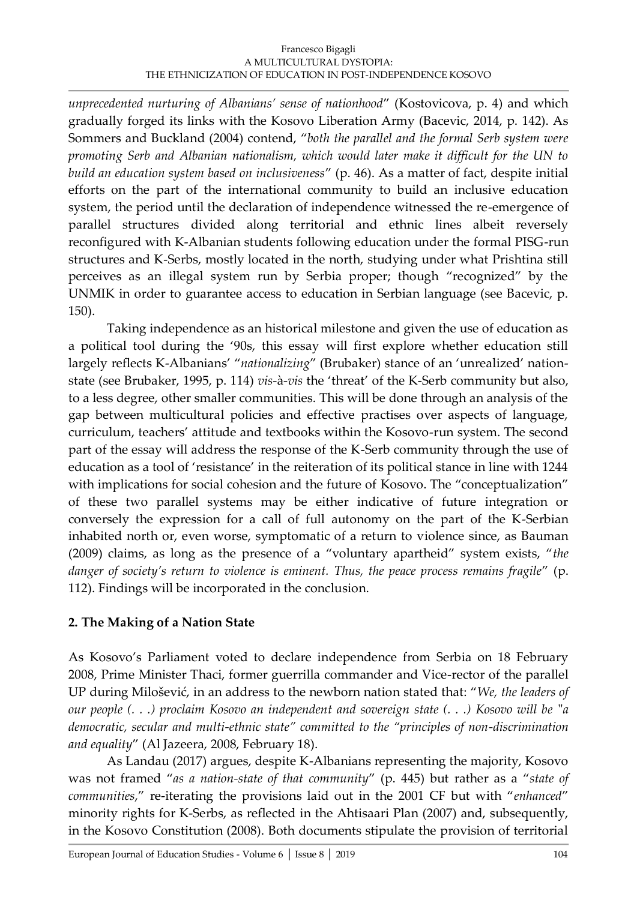*unprecedented nurturing of Albanians' sense of nationhood*" (Kostovicova, p. 4) and which gradually forged its links with the Kosovo Liberation Army (Bacevic, 2014, p. 142). As Sommers and Buckland (2004) contend, "*both the parallel and the formal Serb system were promoting Serb and Albanian nationalism, which would later make it difficult for the UN to build an education system based on inclusiveness*" (p. 46). As a matter of fact, despite initial efforts on the part of the international community to build an inclusive education system, the period until the declaration of independence witnessed the re-emergence of parallel structures divided along territorial and ethnic lines albeit reversely reconfigured with K-Albanian students following education under the formal PISG-run structures and K-Serbs, mostly located in the north, studying under what Prishtina still perceives as an illegal system run by Serbia proper; though "recognized" by the UNMIK in order to guarantee access to education in Serbian language (see Bacevic, p. 150).

Taking independence as an historical milestone and given the use of education as a political tool during the '90s, this essay will first explore whether education still largely reflects K-Albanians' "*nationalizing*" (Brubaker) stance of an 'unrealized' nation-state (see Brubaker, 1995, p. 114) *vis-à-vis* the 'threat' of the K-Serb community but also, to a less degree, other smaller communities. This will be done through an analysis of the gap between multicultural policies and effective practises over aspects of language, curriculum, teachers' attitude and textbooks within the Kosovo-run system. The second part of the essay will address the response of the K-Serb community through the use of education as a tool of 'resistance' in the reiteration of its political stance in line with 1244 with implications for social cohesion and the future of Kosovo. The "conceptualization" of these two parallel systems may be either indicative of future integration or conversely the expression for a call of full autonomy on the part of the K-Serbian inhabited north or, even worse, symptomatic of a return to violence since, as Bauman (2009) claims, as long as the presence of a "voluntary apartheid" system exists, "*the danger of society's return to violence is eminent. Thus, the peace process remains fragile*" (p. 112). Findings will be incorporated in the conclusion.

## 2. The Making of a Nation State

As Kosovo's Parliament voted to declare independence from Serbia on 18 February 2008, Prime Minister Thaci, former guerrilla commander and Vice-rector of the parallel UP during Milošević, in an address to the newborn nation stated that: "*We, the leaders of our people (. . .) proclaim Kosovo an independent and sovereign state (. . .) Kosovo will be "a democratic, secular and multi-ethnic state" committed to the "principles of non-discrimination and equality*" (Al Jazeera, 2008, February 18).

As Landau (2017) argues, despite K-Albanians representing the majority, Kosovo was not framed "*as a nation-state of that community*" (p. 445) but rather as a "*state of communities*," re-iterating the provisions laid out in the 2001 CF but with "*enhanced*" minority rights for K-Serbs, as reflected in the Ahtisaari Plan (2007) and, subsequently, in the Kosovo Constitution (2008). Both documents stipulate the provision of territorial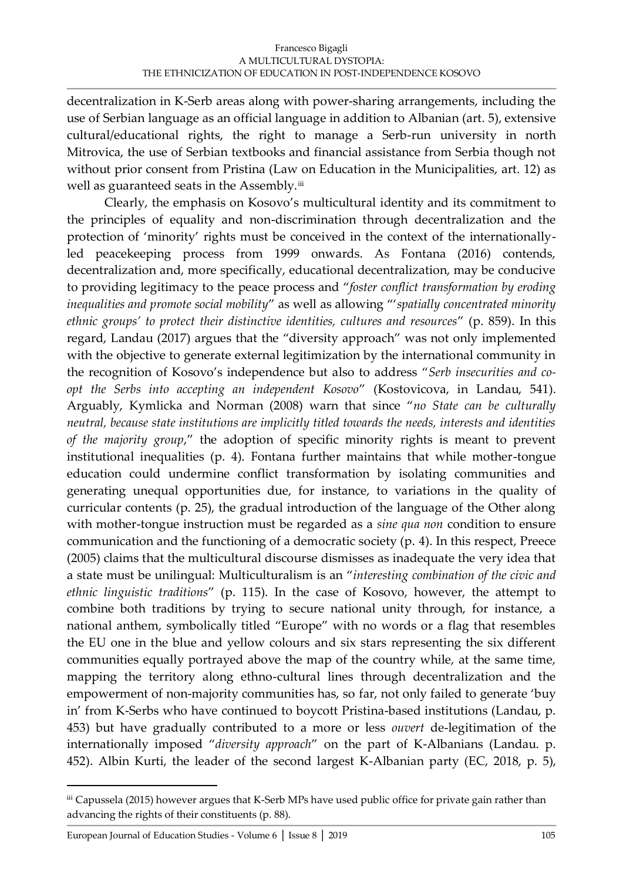decentralization in K-Serb areas along with power-sharing arrangements, including the use of Serbian language as an official language in addition to Albanian (art. 5), extensive cultural/educational rights, the right to manage a Serb-run university in north Mitrovica, the use of Serbian textbooks and financial assistance from Serbia though not without prior consent from Pristina (Law on Education in the Municipalities, art. 12) as well as guaranteed seats in the Assembly.[iii]

Clearly, the emphasis on Kosovo's multicultural identity and its commitment to the principles of equality and non-discrimination through decentralization and the protection of 'minority' rights must be conceived in the context of the internationally-led peacekeeping process from 1999 onwards. As Fontana (2016) contends, decentralization and, more specifically, educational decentralization, may be conducive to providing legitimacy to the peace process and "*foster conflict transformation by eroding inequalities and promote social mobility*" as well as allowing "'*spatially concentrated minority ethnic groups' to protect their distinctive identities, cultures and resources*" (p. 859). In this regard, Landau (2017) argues that the "diversity approach" was not only implemented with the objective to generate external legitimization by the international community in the recognition of Kosovo's independence but also to address "*Serb insecurities and co-opt the Serbs into accepting an independent Kosovo*" (Kostovicova, in Landau, 541). Arguably, Kymlicka and Norman (2008) warn that since "*no State can be culturally neutral, because state institutions are implicitly titled towards the needs, interests and identities of the majority group*," the adoption of specific minority rights is meant to prevent institutional inequalities (p. 4). Fontana further maintains that while mother-tongue education could undermine conflict transformation by isolating communities and generating unequal opportunities due, for instance, to variations in the quality of curricular contents (p. 25), the gradual introduction of the language of the Other along with mother-tongue instruction must be regarded as a *sine qua non* condition to ensure communication and the functioning of a democratic society (p. 4). In this respect, Preece (2005) claims that the multicultural discourse dismisses as inadequate the very idea that a state must be unilingual: Multiculturalism is an "*interesting combination of the civic and ethnic linguistic traditions*" (p. 115). In the case of Kosovo, however, the attempt to combine both traditions by trying to secure national unity through, for instance, a national anthem, symbolically titled "Europe" with no words or a flag that resembles the EU one in the blue and yellow colours and six stars representing the six different communities equally portrayed above the map of the country while, at the same time, mapping the territory along ethno-cultural lines through decentralization and the empowerment of non-majority communities has, so far, not only failed to generate 'buy in' from K-Serbs who have continued to boycott Pristina-based institutions (Landau, p. 453) but have gradually contributed to a more or less *ouvert* de-legitimation of the internationally imposed "*diversity approach*" on the part of K-Albanians (Landau. p. 452). Albin Kurti, the leader of the second largest K-Albanian party (EC, 2018, p. 5),

---

[iii] Capussela (2015) however argues that K-Serb MPs have used public office for private gain rather than advancing the rights of their constituents (p. 88).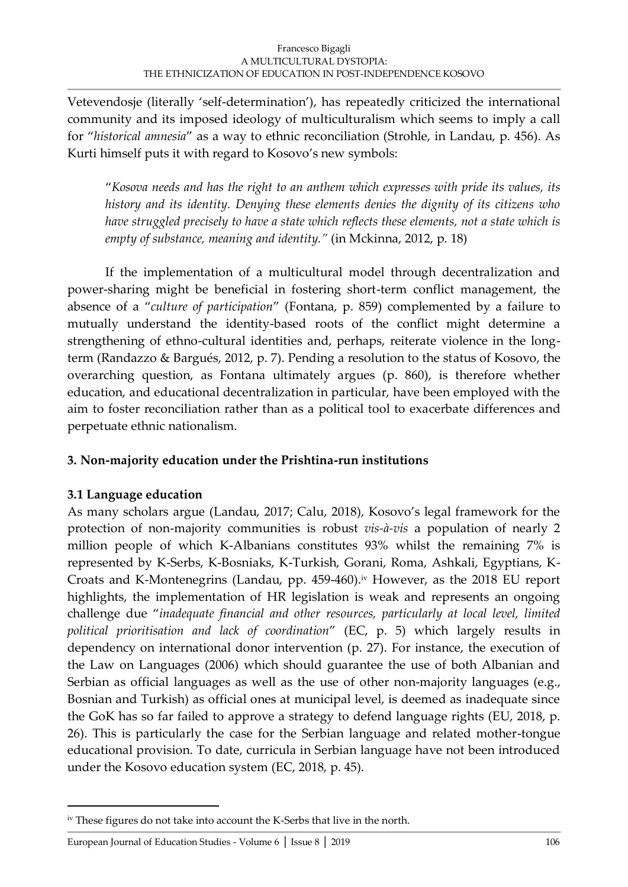Vetevendosje (literally 'self-determination'), has repeatedly criticized the international community and its imposed ideology of multiculturalism which seems to imply a call for "*historical amnesia*" as a way to ethnic reconciliation (Strohle, in Landau, p. 456). As Kurti himself puts it with regard to Kosovo's new symbols:

> "*Kosova needs and has the right to an anthem which expresses with pride its values, its history and its identity. Denying these elements denies the dignity of its citizens who have struggled precisely to have a state which reflects these elements, not a state which is empty of substance, meaning and identity."* (in Mckinna, 2012, p. 18)

If the implementation of a multicultural model through decentralization and power-sharing might be beneficial in fostering short-term conflict management, the absence of a "*culture of participation*" (Fontana, p. 859) complemented by a failure to mutually understand the identity-based roots of the conflict might determine a strengthening of ethno-cultural identities and, perhaps, reiterate violence in the long-term (Randazzo & Bargués, 2012, p. 7). Pending a resolution to the status of Kosovo, the overarching question, as Fontana ultimately argues (p. 860), is therefore whether education, and educational decentralization in particular, have been employed with the aim to foster reconciliation rather than as a political tool to exacerbate differences and perpetuate ethnic nationalism.

## 3. Non-majority education under the Prishtina-run institutions

### 3.1 Language education

As many scholars argue (Landau, 2017; Calu, 2018), Kosovo's legal framework for the protection of non-majority communities is robust *vis-à-vis* a population of nearly 2 million people of which K-Albanians constitutes 93% whilst the remaining 7% is represented by K-Serbs, K-Bosniaks, K-Turkish, Gorani, Roma, Ashkali, Egyptians, K-Croats and K-Montenegrins (Landau, pp. 459-460).[iv] However, as the 2018 EU report highlights, the implementation of HR legislation is weak and represents an ongoing challenge due "*inadequate financial and other resources, particularly at local level, limited political prioritisation and lack of coordination*" (EC, p. 5) which largely results in dependency on international donor intervention (p. 27). For instance, the execution of the Law on Languages (2006) which should guarantee the use of both Albanian and Serbian as official languages as well as the use of other non-majority languages (e.g., Bosnian and Turkish) as official ones at municipal level, is deemed as inadequate since the GoK has so far failed to approve a strategy to defend language rights (EU, 2018, p. 26). This is particularly the case for the Serbian language and related mother-tongue educational provision. To date, curricula in Serbian language have not been introduced under the Kosovo education system (EC, 2018, p. 45).

---

[iv] These figures do not take into account the K-Serbs that live in the north.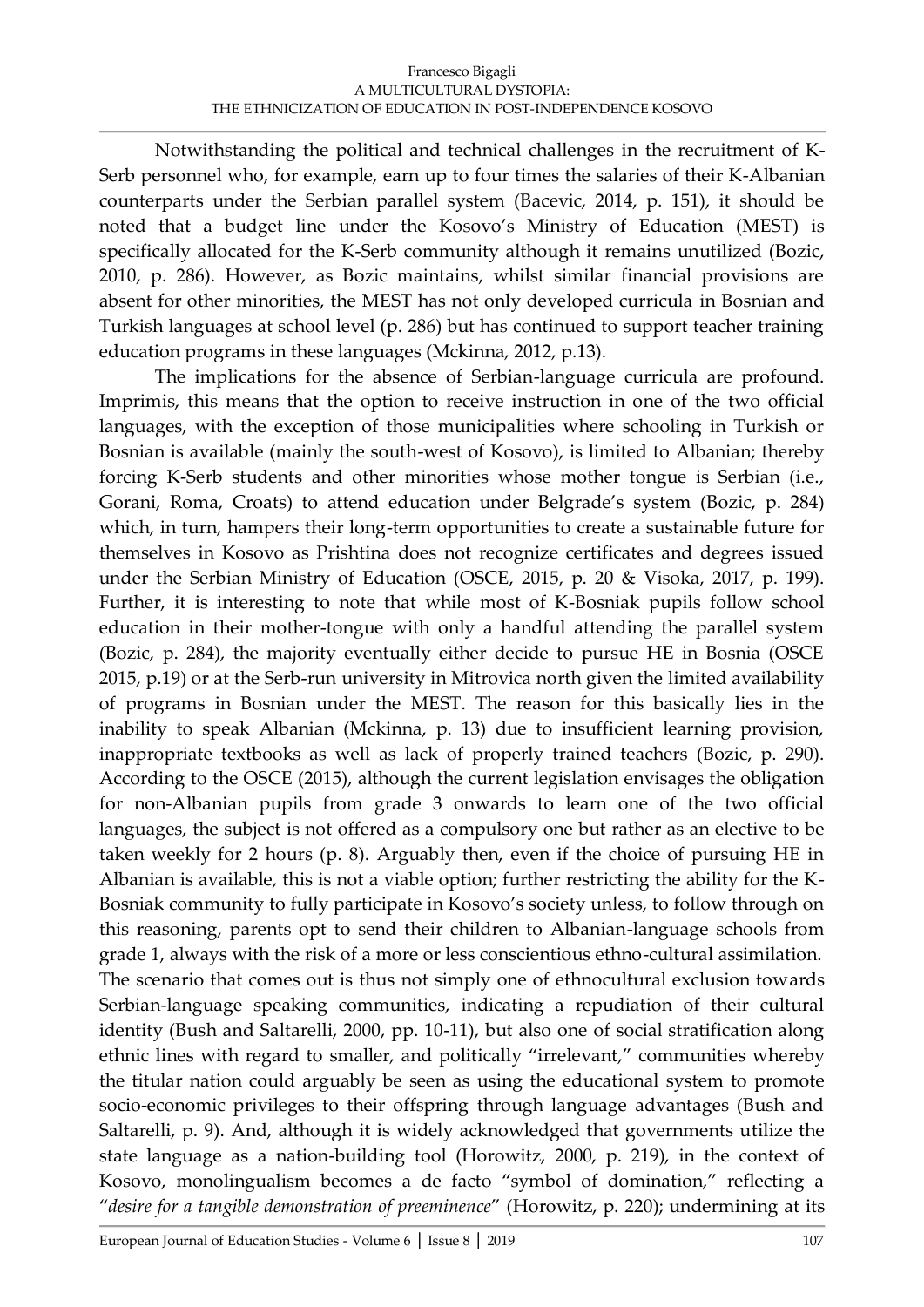Notwithstanding the political and technical challenges in the recruitment of K-Serb personnel who, for example, earn up to four times the salaries of their K-Albanian counterparts under the Serbian parallel system (Bacevic, 2014, p. 151), it should be noted that a budget line under the Kosovo's Ministry of Education (MEST) is specifically allocated for the K-Serb community although it remains unutilized (Bozic, 2010, p. 286). However, as Bozic maintains, whilst similar financial provisions are absent for other minorities, the MEST has not only developed curricula in Bosnian and Turkish languages at school level (p. 286) but has continued to support teacher training education programs in these languages (Mckinna, 2012, p.13).

The implications for the absence of Serbian-language curricula are profound. Imprimis, this means that the option to receive instruction in one of the two official languages, with the exception of those municipalities where schooling in Turkish or Bosnian is available (mainly the south-west of Kosovo), is limited to Albanian; thereby forcing K-Serb students and other minorities whose mother tongue is Serbian (i.e., Gorani, Roma, Croats) to attend education under Belgrade's system (Bozic, p. 284) which, in turn, hampers their long-term opportunities to create a sustainable future for themselves in Kosovo as Prishtina does not recognize certificates and degrees issued under the Serbian Ministry of Education (OSCE, 2015, p. 20 & Visoka, 2017, p. 199). Further, it is interesting to note that while most of K-Bosniak pupils follow school education in their mother-tongue with only a handful attending the parallel system (Bozic, p. 284), the majority eventually either decide to pursue HE in Bosnia (OSCE 2015, p.19) or at the Serb-run university in Mitrovica north given the limited availability of programs in Bosnian under the MEST. The reason for this basically lies in the inability to speak Albanian (Mckinna, p. 13) due to insufficient learning provision, inappropriate textbooks as well as lack of properly trained teachers (Bozic, p. 290). According to the OSCE (2015), although the current legislation envisages the obligation for non-Albanian pupils from grade 3 onwards to learn one of the two official languages, the subject is not offered as a compulsory one but rather as an elective to be taken weekly for 2 hours (p. 8). Arguably then, even if the choice of pursuing HE in Albanian is available, this is not a viable option; further restricting the ability for the K-Bosniak community to fully participate in Kosovo's society unless, to follow through on this reasoning, parents opt to send their children to Albanian-language schools from grade 1, always with the risk of a more or less conscientious ethno-cultural assimilation. The scenario that comes out is thus not simply one of ethnocultural exclusion towards Serbian-language speaking communities, indicating a repudiation of their cultural identity (Bush and Saltarelli, 2000, pp. 10-11), but also one of social stratification along ethnic lines with regard to smaller, and politically "irrelevant," communities whereby the titular nation could arguably be seen as using the educational system to promote socio-economic privileges to their offspring through language advantages (Bush and Saltarelli, p. 9). And, although it is widely acknowledged that governments utilize the state language as a nation-building tool (Horowitz, 2000, p. 219), in the context of Kosovo, monolingualism becomes a de facto "symbol of domination," reflecting a "*desire for a tangible demonstration of preeminence*" (Horowitz, p. 220); undermining at its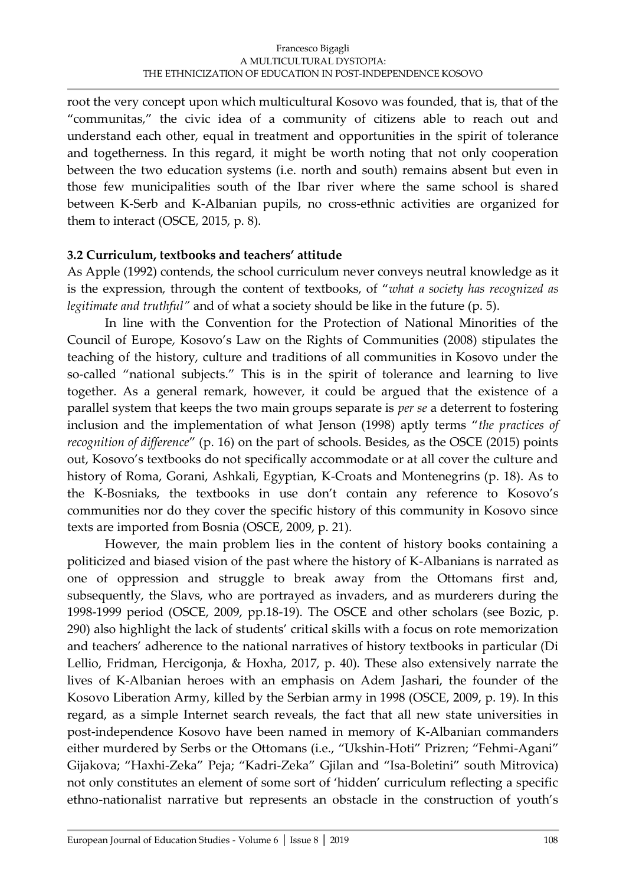root the very concept upon which multicultural Kosovo was founded, that is, that of the "communitas," the civic idea of a community of citizens able to reach out and understand each other, equal in treatment and opportunities in the spirit of tolerance and togetherness. In this regard, it might be worth noting that not only cooperation between the two education systems (i.e. north and south) remains absent but even in those few municipalities south of the Ibar river where the same school is shared between K-Serb and K-Albanian pupils, no cross-ethnic activities are organized for them to interact (OSCE, 2015, p. 8).

### 3.2 Curriculum, textbooks and teachers' attitude

As Apple (1992) contends, the school curriculum never conveys neutral knowledge as it is the expression, through the content of textbooks, of "*what a society has recognized as legitimate and truthful"* and of what a society should be like in the future (p. 5).

In line with the Convention for the Protection of National Minorities of the Council of Europe, Kosovo's Law on the Rights of Communities (2008) stipulates the teaching of the history, culture and traditions of all communities in Kosovo under the so-called "national subjects." This is in the spirit of tolerance and learning to live together. As a general remark, however, it could be argued that the existence of a parallel system that keeps the two main groups separate is *per se* a deterrent to fostering inclusion and the implementation of what Jenson (1998) aptly terms "*the practices of recognition of difference*" (p. 16) on the part of schools. Besides, as the OSCE (2015) points out, Kosovo's textbooks do not specifically accommodate or at all cover the culture and history of Roma, Gorani, Ashkali, Egyptian, K-Croats and Montenegrins (p. 18). As to the K-Bosniaks, the textbooks in use don't contain any reference to Kosovo's communities nor do they cover the specific history of this community in Kosovo since texts are imported from Bosnia (OSCE, 2009, p. 21).

However, the main problem lies in the content of history books containing a politicized and biased vision of the past where the history of K-Albanians is narrated as one of oppression and struggle to break away from the Ottomans first and, subsequently, the Slavs, who are portrayed as invaders, and as murderers during the 1998-1999 period (OSCE, 2009, pp.18-19). The OSCE and other scholars (see Bozic, p. 290) also highlight the lack of students' critical skills with a focus on rote memorization and teachers' adherence to the national narratives of history textbooks in particular (Di Lellio, Fridman, Hercigonja, & Hoxha, 2017, p. 40). These also extensively narrate the lives of K-Albanian heroes with an emphasis on Adem Jashari, the founder of the Kosovo Liberation Army, killed by the Serbian army in 1998 (OSCE, 2009, p. 19). In this regard, as a simple Internet search reveals, the fact that all new state universities in post-independence Kosovo have been named in memory of K-Albanian commanders either murdered by Serbs or the Ottomans (i.e., "Ukshin-Hoti" Prizren; "Fehmi-Agani" Gijakova; "Haxhi-Zeka" Peja; "Kadri-Zeka" Gjilan and "Isa-Boletini" south Mitrovica) not only constitutes an element of some sort of 'hidden' curriculum reflecting a specific ethno-nationalist narrative but represents an obstacle in the construction of youth's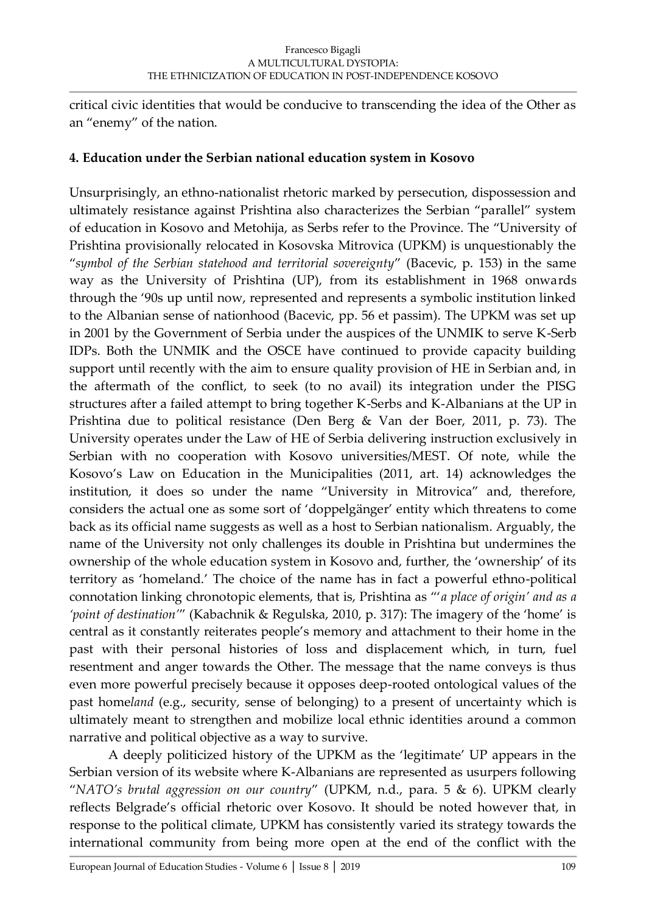critical civic identities that would be conducive to transcending the idea of the Other as an "enemy" of the nation.

## 4. Education under the Serbian national education system in Kosovo

Unsurprisingly, an ethno-nationalist rhetoric marked by persecution, dispossession and ultimately resistance against Prishtina also characterizes the Serbian "parallel" system of education in Kosovo and Metohija, as Serbs refer to the Province. The "University of Prishtina provisionally relocated in Kosovska Mitrovica (UPKM) is unquestionably the "*symbol of the Serbian statehood and territorial sovereignty*" (Bacevic, p. 153) in the same way as the University of Prishtina (UP), from its establishment in 1968 onwards through the '90s up until now, represented and represents a symbolic institution linked to the Albanian sense of nationhood (Bacevic, pp. 56 et passim). The UPKM was set up in 2001 by the Government of Serbia under the auspices of the UNMIK to serve K-Serb IDPs. Both the UNMIK and the OSCE have continued to provide capacity building support until recently with the aim to ensure quality provision of HE in Serbian and, in the aftermath of the conflict, to seek (to no avail) its integration under the PISG structures after a failed attempt to bring together K-Serbs and K-Albanians at the UP in Prishtina due to political resistance (Den Berg & Van der Boer, 2011, p. 73). The University operates under the Law of HE of Serbia delivering instruction exclusively in Serbian with no cooperation with Kosovo universities/MEST. Of note, while the Kosovo's Law on Education in the Municipalities (2011, art. 14) acknowledges the institution, it does so under the name "University in Mitrovica" and, therefore, considers the actual one as some sort of 'doppelgänger' entity which threatens to come back as its official name suggests as well as a host to Serbian nationalism. Arguably, the name of the University not only challenges its double in Prishtina but undermines the ownership of the whole education system in Kosovo and, further, the 'ownership' of its territory as 'homeland.' The choice of the name has in fact a powerful ethno-political connotation linking chronotopic elements, that is, Prishtina as "'*a place of origin' and as a 'point of destination'*" (Kabachnik & Regulska, 2010, p. 317): The imagery of the 'home' is central as it constantly reiterates people's memory and attachment to their home in the past with their personal histories of loss and displacement which, in turn, fuel resentment and anger towards the Other. The message that the name conveys is thus even more powerful precisely because it opposes deep-rooted ontological values of the past home*land* (e.g., security, sense of belonging) to a present of uncertainty which is ultimately meant to strengthen and mobilize local ethnic identities around a common narrative and political objective as a way to survive.

A deeply politicized history of the UPKM as the 'legitimate' UP appears in the Serbian version of its website where K-Albanians are represented as usurpers following "*NATO's brutal aggression on our country*" (UPKM, n.d., para. 5 & 6). UPKM clearly reflects Belgrade's official rhetoric over Kosovo. It should be noted however that, in response to the political climate, UPKM has consistently varied its strategy towards the international community from being more open at the end of the conflict with the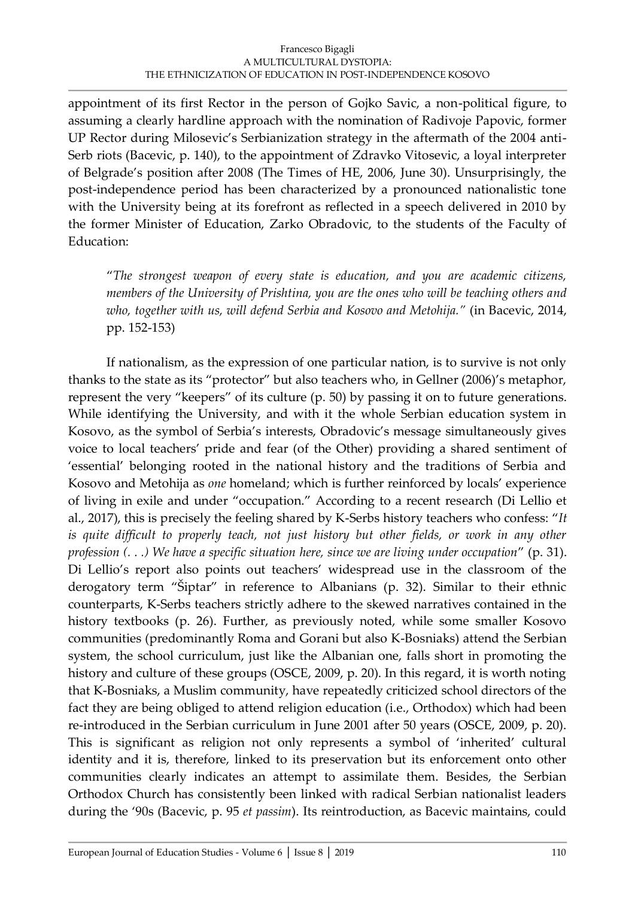appointment of its first Rector in the person of Gojko Savic, a non-political figure, to assuming a clearly hardline approach with the nomination of Radivoje Papovic, former UP Rector during Milosevic's Serbianization strategy in the aftermath of the 2004 anti-Serb riots (Bacevic, p. 140), to the appointment of Zdravko Vitosevic, a loyal interpreter of Belgrade's position after 2008 (The Times of HE, 2006, June 30). Unsurprisingly, the post-independence period has been characterized by a pronounced nationalistic tone with the University being at its forefront as reflected in a speech delivered in 2010 by the former Minister of Education, Zarko Obradovic, to the students of the Faculty of Education:

> "*The strongest weapon of every state is education, and you are academic citizens, members of the University of Prishtina, you are the ones who will be teaching others and who, together with us, will defend Serbia and Kosovo and Metohija.*" (in Bacevic, 2014, pp. 152-153)

If nationalism, as the expression of one particular nation, is to survive is not only thanks to the state as its "protector" but also teachers who, in Gellner (2006)'s metaphor, represent the very "keepers" of its culture (p. 50) by passing it on to future generations. While identifying the University, and with it the whole Serbian education system in Kosovo, as the symbol of Serbia's interests, Obradovic's message simultaneously gives voice to local teachers' pride and fear (of the Other) providing a shared sentiment of 'essential' belonging rooted in the national history and the traditions of Serbia and Kosovo and Metohija as *one* homeland; which is further reinforced by locals' experience of living in exile and under "occupation." According to a recent research (Di Lellio et al., 2017), this is precisely the feeling shared by K-Serbs history teachers who confess: "*It is quite difficult to properly teach, not just history but other fields, or work in any other profession (. . .) We have a specific situation here, since we are living under occupation*" (p. 31). Di Lellio's report also points out teachers' widespread use in the classroom of the derogatory term "Šiptar" in reference to Albanians (p. 32). Similar to their ethnic counterparts, K-Serbs teachers strictly adhere to the skewed narratives contained in the history textbooks (p. 26). Further, as previously noted, while some smaller Kosovo communities (predominantly Roma and Gorani but also K-Bosniaks) attend the Serbian system, the school curriculum, just like the Albanian one, falls short in promoting the history and culture of these groups (OSCE, 2009, p. 20). In this regard, it is worth noting that K-Bosniaks, a Muslim community, have repeatedly criticized school directors of the fact they are being obliged to attend religion education (i.e., Orthodox) which had been re-introduced in the Serbian curriculum in June 2001 after 50 years (OSCE, 2009, p. 20). This is significant as religion not only represents a symbol of 'inherited' cultural identity and it is, therefore, linked to its preservation but its enforcement onto other communities clearly indicates an attempt to assimilate them. Besides, the Serbian Orthodox Church has consistently been linked with radical Serbian nationalist leaders during the '90s (Bacevic, p. 95 *et passim*). Its reintroduction, as Bacevic maintains, could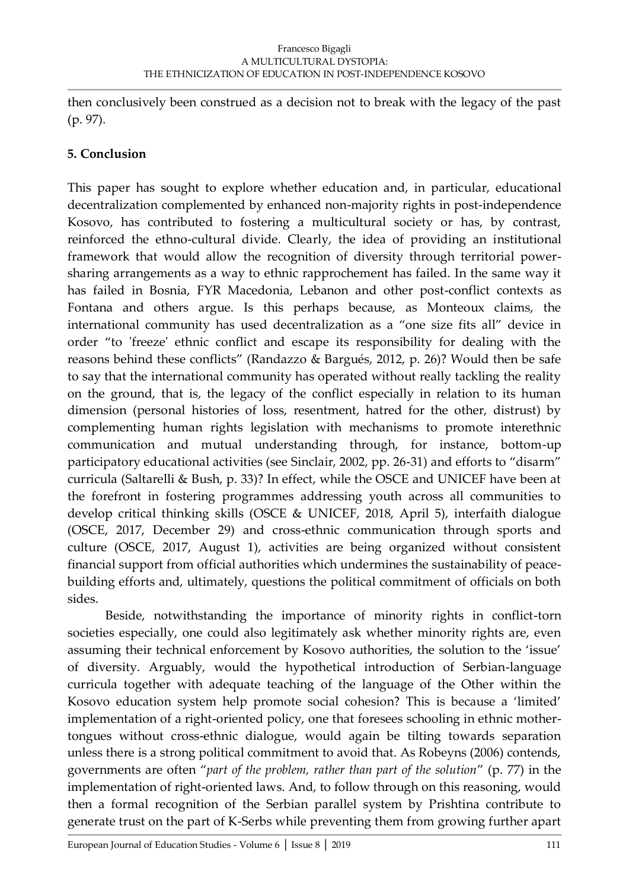then conclusively been construed as a decision not to break with the legacy of the past (p. 97).

## 5. Conclusion

This paper has sought to explore whether education and, in particular, educational decentralization complemented by enhanced non-majority rights in post-independence Kosovo, has contributed to fostering a multicultural society or has, by contrast, reinforced the ethno-cultural divide. Clearly, the idea of providing an institutional framework that would allow the recognition of diversity through territorial power-sharing arrangements as a way to ethnic rapprochement has failed. In the same way it has failed in Bosnia, FYR Macedonia, Lebanon and other post-conflict contexts as Fontana and others argue. Is this perhaps because, as Monteoux claims, the international community has used decentralization as a "one size fits all" device in order "to 'freeze' ethnic conflict and escape its responsibility for dealing with the reasons behind these conflicts" (Randazzo & Bargués, 2012, p. 26)? Would then be safe to say that the international community has operated without really tackling the reality on the ground, that is, the legacy of the conflict especially in relation to its human dimension (personal histories of loss, resentment, hatred for the other, distrust) by complementing human rights legislation with mechanisms to promote interethnic communication and mutual understanding through, for instance, bottom-up participatory educational activities (see Sinclair, 2002, pp. 26-31) and efforts to "disarm" curricula (Saltarelli & Bush, p. 33)? In effect, while the OSCE and UNICEF have been at the forefront in fostering programmes addressing youth across all communities to develop critical thinking skills (OSCE & UNICEF, 2018, April 5), interfaith dialogue (OSCE, 2017, December 29) and cross-ethnic communication through sports and culture (OSCE, 2017, August 1), activities are being organized without consistent financial support from official authorities which undermines the sustainability of peace-building efforts and, ultimately, questions the political commitment of officials on both sides.

Beside, notwithstanding the importance of minority rights in conflict-torn societies especially, one could also legitimately ask whether minority rights are, even assuming their technical enforcement by Kosovo authorities, the solution to the 'issue' of diversity. Arguably, would the hypothetical introduction of Serbian-language curricula together with adequate teaching of the language of the Other within the Kosovo education system help promote social cohesion? This is because a 'limited' implementation of a right-oriented policy, one that foresees schooling in ethnic mother-tongues without cross-ethnic dialogue, would again be tilting towards separation unless there is a strong political commitment to avoid that. As Robeyns (2006) contends, governments are often "*part of the problem, rather than part of the solution*" (p. 77) in the implementation of right-oriented laws. And, to follow through on this reasoning, would then a formal recognition of the Serbian parallel system by Prishtina contribute to generate trust on the part of K-Serbs while preventing them from growing further apart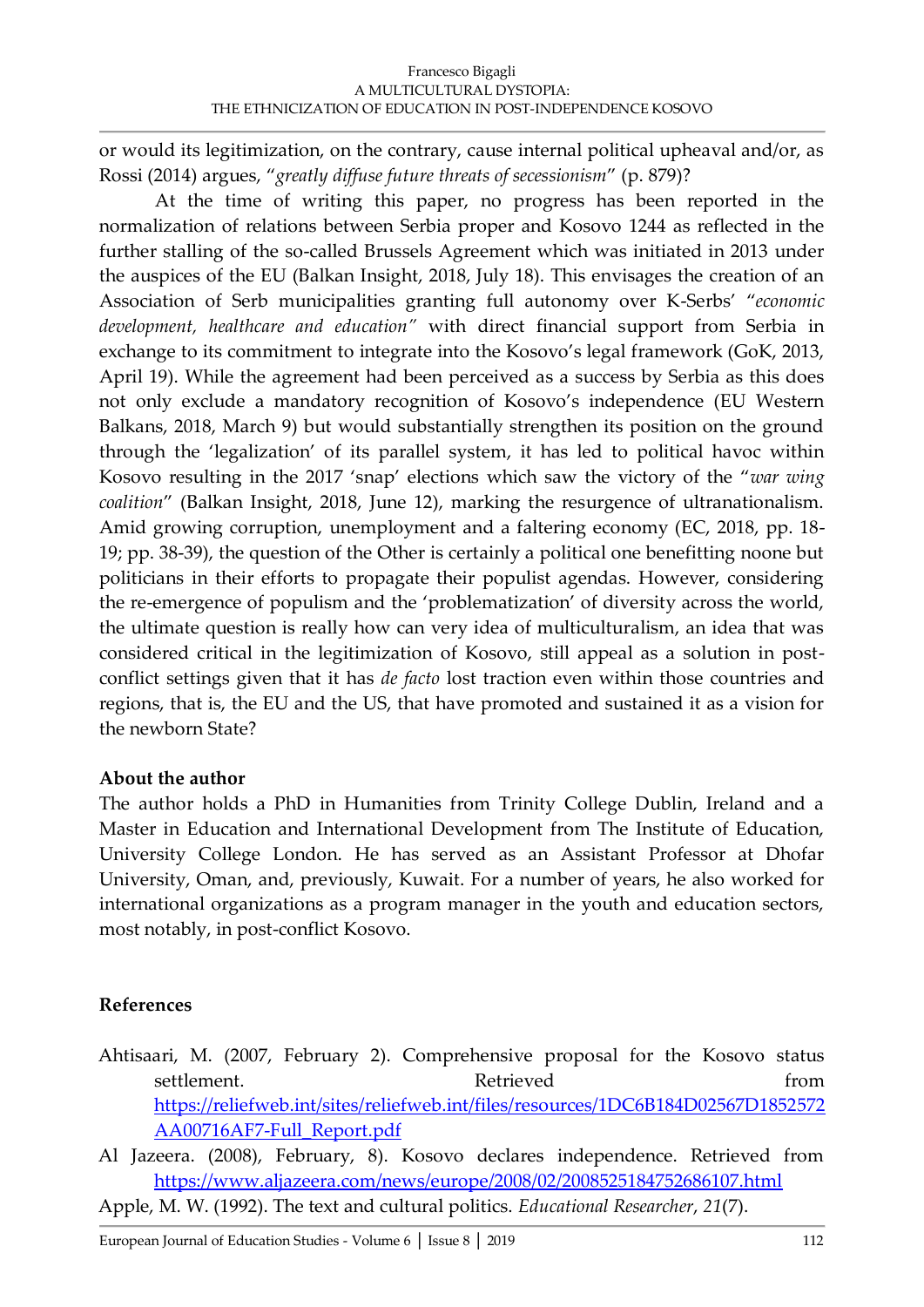or would its legitimization, on the contrary, cause internal political upheaval and/or, as Rossi (2014) argues, "*greatly diffuse future threats of secessionism*" (p. 879)?

At the time of writing this paper, no progress has been reported in the normalization of relations between Serbia proper and Kosovo 1244 as reflected in the further stalling of the so-called Brussels Agreement which was initiated in 2013 under the auspices of the EU (Balkan Insight, 2018, July 18). This envisages the creation of an Association of Serb municipalities granting full autonomy over K-Serbs' "*economic development, healthcare and education"* with direct financial support from Serbia in exchange to its commitment to integrate into the Kosovo's legal framework (GoK, 2013, April 19). While the agreement had been perceived as a success by Serbia as this does not only exclude a mandatory recognition of Kosovo's independence (EU Western Balkans, 2018, March 9) but would substantially strengthen its position on the ground through the 'legalization' of its parallel system, it has led to political havoc within Kosovo resulting in the 2017 'snap' elections which saw the victory of the "*war wing coalition*" (Balkan Insight, 2018, June 12), marking the resurgence of ultranationalism. Amid growing corruption, unemployment and a faltering economy (EC, 2018, pp. 18-19; pp. 38-39), the question of the Other is certainly a political one benefitting noone but politicians in their efforts to propagate their populist agendas. However, considering the re-emergence of populism and the 'problematization' of diversity across the world, the ultimate question is really how can very idea of multiculturalism, an idea that was considered critical in the legitimization of Kosovo, still appeal as a solution in post-conflict settings given that it has *de facto* lost traction even within those countries and regions, that is, the EU and the US, that have promoted and sustained it as a vision for the newborn State?

## About the author

The author holds a PhD in Humanities from Trinity College Dublin, Ireland and a Master in Education and International Development from The Institute of Education, University College London. He has served as an Assistant Professor at Dhofar University, Oman, and, previously, Kuwait. For a number of years, he also worked for international organizations as a program manager in the youth and education sectors, most notably, in post-conflict Kosovo.

## References

Ahtisaari, M. (2007, February 2). Comprehensive proposal for the Kosovo status settlement. Retrieved from https://reliefweb.int/sites/reliefweb.int/files/resources/1DC6B184D02567D1852572AA00716AF7-Full_Report.pdf

Al Jazeera. (2008), February, 8). Kosovo declares independence. Retrieved from https://www.aljazeera.com/news/europe/2008/02/2008525184752686107.html

Apple, M. W. (1992). The text and cultural politics. *Educational Researcher*, *21*(7).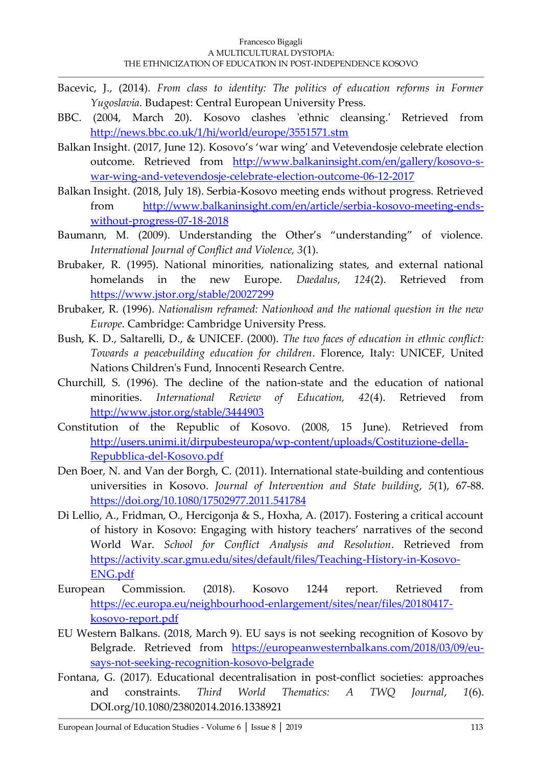Bacevic, J., (2014). *From class to identity: The politics of education reforms in Former Yugoslavia*. Budapest: Central European University Press.

BBC. (2004, March 20). Kosovo clashes 'ethnic cleansing.' Retrieved from http://news.bbc.co.uk/1/hi/world/europe/3551571.stm

Balkan Insight. (2017, June 12). Kosovo's 'war wing' and Vetevendosje celebrate election outcome. Retrieved from http://www.balkaninsight.com/en/gallery/kosovo-s-war-wing-and-vetevendosje-celebrate-election-outcome-06-12-2017

Balkan Insight. (2018, July 18). Serbia-Kosovo meeting ends without progress. Retrieved from http://www.balkaninsight.com/en/article/serbia-kosovo-meeting-ends-without-progress-07-18-2018

Baumann, M. (2009). Understanding the Other's "understanding" of violence. *International Journal of Conflict and Violence, 3*(1).

Brubaker, R. (1995). National minorities, nationalizing states, and external national homelands in the new Europe. *Daedalus*, *124*(2). Retrieved from https://www.jstor.org/stable/20027299

Brubaker, R. (1996). *Nationalism reframed: Nationhood and the national question in the new Europe*. Cambridge: Cambridge University Press.

Bush, K. D., Saltarelli, D., & UNICEF. (2000). *The two faces of education in ethnic conflict: Towards a peacebuilding education for children*. Florence, Italy: UNICEF, United Nations Children's Fund, Innocenti Research Centre.

Churchill, S. (1996). The decline of the nation-state and the education of national minorities. *International Review of Education, 42*(4). Retrieved from http://www.jstor.org/stable/3444903

Constitution of the Republic of Kosovo. (2008, 15 June). Retrieved from http://users.unimi.it/dirpubesteuropa/wp-content/uploads/Costituzione-della-Repubblica-del-Kosovo.pdf

Den Boer, N. and Van der Borgh, C. (2011). International state-building and contentious universities in Kosovo. *Journal of Intervention and State building*, *5*(1), 67-88. https://doi.org/10.1080/17502977.2011.541784

Di Lellio, A., Fridman, O., Hercigonja & S., Hoxha, A. (2017). Fostering a critical account of history in Kosovo: Engaging with history teachers' narratives of the second World War. *School for Conflict Analysis and Resolution*. Retrieved from https://activity.scar.gmu.edu/sites/default/files/Teaching-History-in-Kosovo-ENG.pdf

European Commission. (2018). Kosovo 1244 report. Retrieved from https://ec.europa.eu/neighbourhood-enlargement/sites/near/files/20180417-kosovo-report.pdf

EU Western Balkans. (2018, March 9). EU says is not seeking recognition of Kosovo by Belgrade. Retrieved from https://europeanwesternbalkans.com/2018/03/09/eu-says-not-seeking-recognition-kosovo-belgrade

Fontana, G. (2017). Educational decentralisation in post-conflict societies: approaches and constraints. *Third World Thematics: A TWQ Journal*, *1*(6). DOI.org/10.1080/23802014.2016.1338921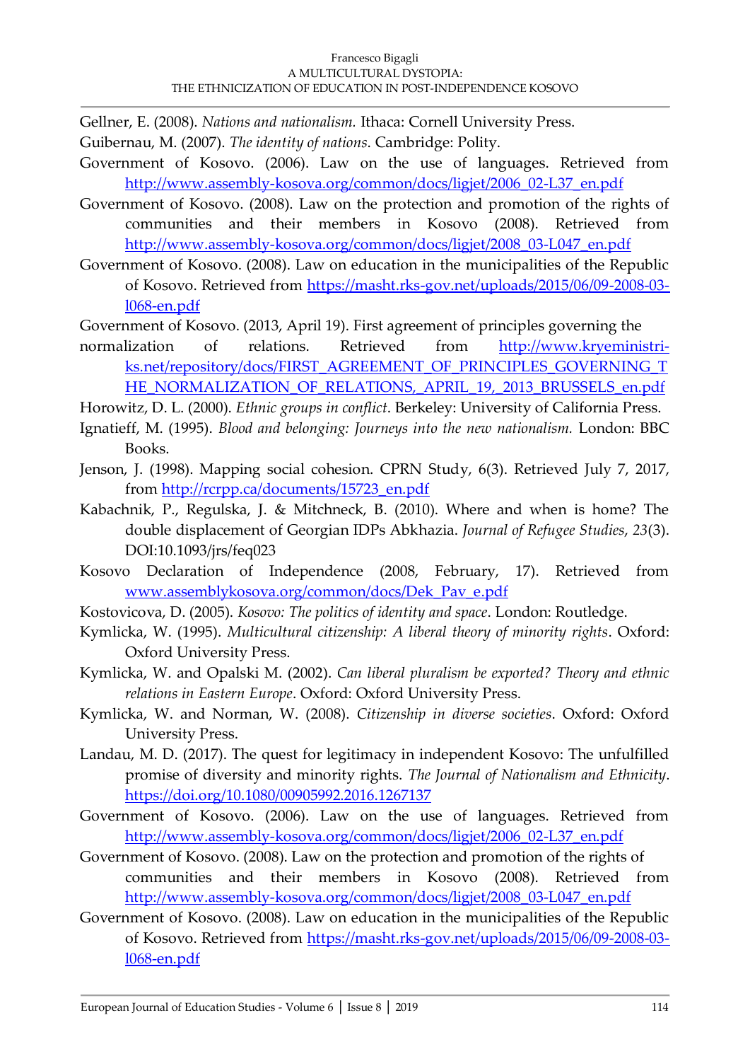Gellner, E. (2008). *Nations and nationalism.* Ithaca: Cornell University Press.

Guibernau, M. (2007). *The identity of nations*. Cambridge: Polity.

Government of Kosovo. (2006). Law on the use of languages. Retrieved from http://www.assembly-kosova.org/common/docs/ligjet/2006_02-L37_en.pdf

Government of Kosovo. (2008). Law on the protection and promotion of the rights of communities and their members in Kosovo (2008). Retrieved from http://www.assembly-kosova.org/common/docs/ligjet/2008_03-L047_en.pdf

Government of Kosovo. (2008). Law on education in the municipalities of the Republic of Kosovo. Retrieved from https://masht.rks-gov.net/uploads/2015/06/09-2008-03-l068-en.pdf

Government of Kosovo. (2013, April 19). First agreement of principles governing the normalization of relations. Retrieved from http://www.kryeministri-ks.net/repository/docs/FIRST_AGREEMENT_OF_PRINCIPLES_GOVERNING_THE_NORMALIZATION_OF_RELATIONS,_APRIL_19,_2013_BRUSSELS_en.pdf

Horowitz, D. L. (2000). *Ethnic groups in conflict*. Berkeley: University of California Press.

Ignatieff, M. (1995). *Blood and belonging: Journeys into the new nationalism.* London: BBC Books.

Jenson, J. (1998). Mapping social cohesion. CPRN Study, 6(3). Retrieved July 7, 2017, from http://rcrpp.ca/documents/15723_en.pdf

Kabachnik, P., Regulska, J. & Mitchneck, B. (2010). Where and when is home? The double displacement of Georgian IDPs Abkhazia. *Journal of Refugee Studies*, *23*(3). DOI:10.1093/jrs/feq023

Kosovo Declaration of Independence (2008, February, 17). Retrieved from www.assemblykosova.org/common/docs/Dek_Pav_e.pdf

Kostovicova, D. (2005). *Kosovo: The politics of identity and space*. London: Routledge.

Kymlicka, W. (1995). *Multicultural citizenship: A liberal theory of minority rights*. Oxford: Oxford University Press.

Kymlicka, W. and Opalski M. (2002). *Can liberal pluralism be exported? Theory and ethnic relations in Eastern Europe*. Oxford: Oxford University Press.

Kymlicka, W. and Norman, W. (2008). *Citizenship in diverse societies*. Oxford: Oxford University Press.

Landau, M. D. (2017). The quest for legitimacy in independent Kosovo: The unfulfilled promise of diversity and minority rights. *The Journal of Nationalism and Ethnicity*. https://doi.org/10.1080/00905992.2016.1267137

Government of Kosovo. (2006). Law on the use of languages. Retrieved from http://www.assembly-kosova.org/common/docs/ligjet/2006_02-L37_en.pdf

Government of Kosovo. (2008). Law on the protection and promotion of the rights of communities and their members in Kosovo (2008). Retrieved from http://www.assembly-kosova.org/common/docs/ligjet/2008_03-L047_en.pdf

Government of Kosovo. (2008). Law on education in the municipalities of the Republic of Kosovo. Retrieved from https://masht.rks-gov.net/uploads/2015/06/09-2008-03-l068-en.pdf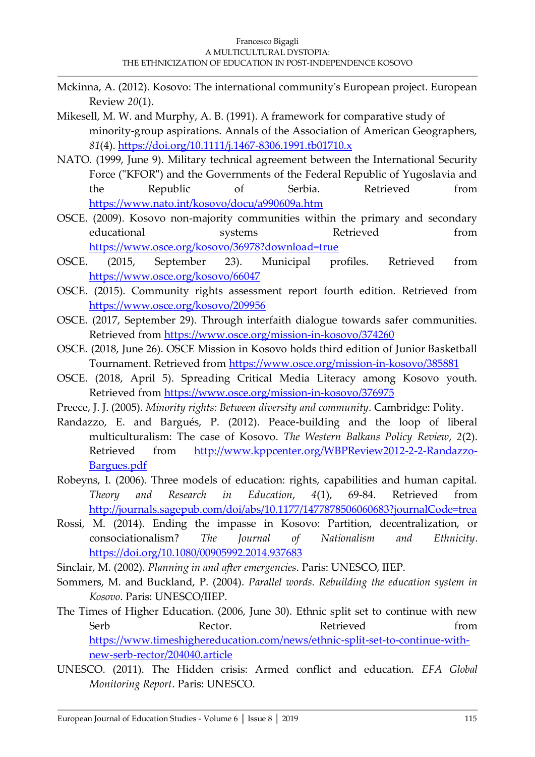Mckinna, A. (2012). Kosovo: The international community's European project. European Review *20*(1).

Mikesell, M. W. and Murphy, A. B. (1991). A framework for comparative study of minority-group aspirations. Annals of the Association of American Geographers, *81*(4). https://doi.org/10.1111/j.1467-8306.1991.tb01710.x

NATO. (1999, June 9). Military technical agreement between the International Security Force ("KFOR") and the Governments of the Federal Republic of Yugoslavia and the Republic of Serbia. Retrieved from https://www.nato.int/kosovo/docu/a990609a.htm

OSCE. (2009). Kosovo non-majority communities within the primary and secondary educational systems Retrieved from https://www.osce.org/kosovo/36978?download=true

OSCE. (2015, September 23). Municipal profiles. Retrieved from https://www.osce.org/kosovo/66047

OSCE. (2015). Community rights assessment report fourth edition. Retrieved from https://www.osce.org/kosovo/209956

OSCE. (2017, September 29). Through interfaith dialogue towards safer communities. Retrieved from https://www.osce.org/mission-in-kosovo/374260

OSCE. (2018, June 26). OSCE Mission in Kosovo holds third edition of Junior Basketball Tournament. Retrieved from https://www.osce.org/mission-in-kosovo/385881

OSCE. (2018, April 5). Spreading Critical Media Literacy among Kosovo youth. Retrieved from https://www.osce.org/mission-in-kosovo/376975

Preece, J. J. (2005). *Minority rights: Between diversity and community*. Cambridge: Polity.

Randazzo, E. and Bargués, P. (2012). Peace-building and the loop of liberal multiculturalism: The case of Kosovo. *The Western Balkans Policy Review*, *2*(2). Retrieved from http://www.kppcenter.org/WBPReview2012-2-2-Randazzo-Bargues.pdf

Robeyns, I. (2006). Three models of education: rights, capabilities and human capital. *Theory and Research in Education*, *4*(1), 69-84. Retrieved from http://journals.sagepub.com/doi/abs/10.1177/1477878506060683?journalCode=trea

Rossi, M. (2014). Ending the impasse in Kosovo: Partition, decentralization, or consociationalism? *The Journal of Nationalism and Ethnicity*. https://doi.org/10.1080/00905992.2014.937683

Sinclair, M. (2002). *Planning in and after emergencies*. Paris: UNESCO, IIEP.

Sommers, M. and Buckland, P. (2004). *Parallel words. Rebuilding the education system in Kosovo*. Paris: UNESCO/IIEP.

The Times of Higher Education. (2006, June 30). Ethnic split set to continue with new Serb Rector. Retrieved from https://www.timeshighereducation.com/news/ethnic-split-set-to-continue-with-new-serb-rector/204040.article

UNESCO. (2011). The Hidden crisis: Armed conflict and education. *EFA Global Monitoring Report*. Paris: UNESCO.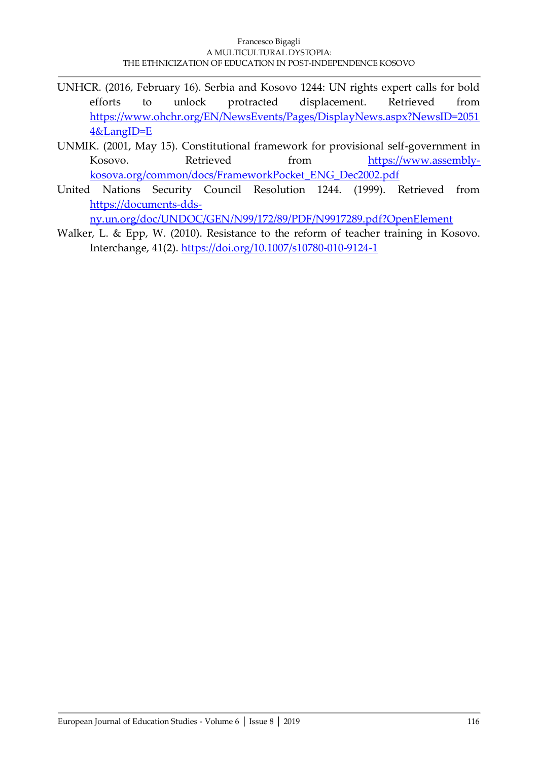UNHCR. (2016, February 16). Serbia and Kosovo 1244: UN rights expert calls for bold efforts to unlock protracted displacement. Retrieved from https://www.ohchr.org/EN/NewsEvents/Pages/DisplayNews.aspx?NewsID=20514&LangID=E

UNMIK. (2001, May 15). Constitutional framework for provisional self-government in Kosovo. Retrieved from https://www.assembly-kosova.org/common/docs/FrameworkPocket_ENG_Dec2002.pdf

United Nations Security Council Resolution 1244. (1999). Retrieved from https://documents-dds-ny.un.org/doc/UNDOC/GEN/N99/172/89/PDF/N9917289.pdf?OpenElement

Walker, L. & Epp, W. (2010). Resistance to the reform of teacher training in Kosovo. Interchange, 41(2). https://doi.org/10.1007/s10780-010-9124-1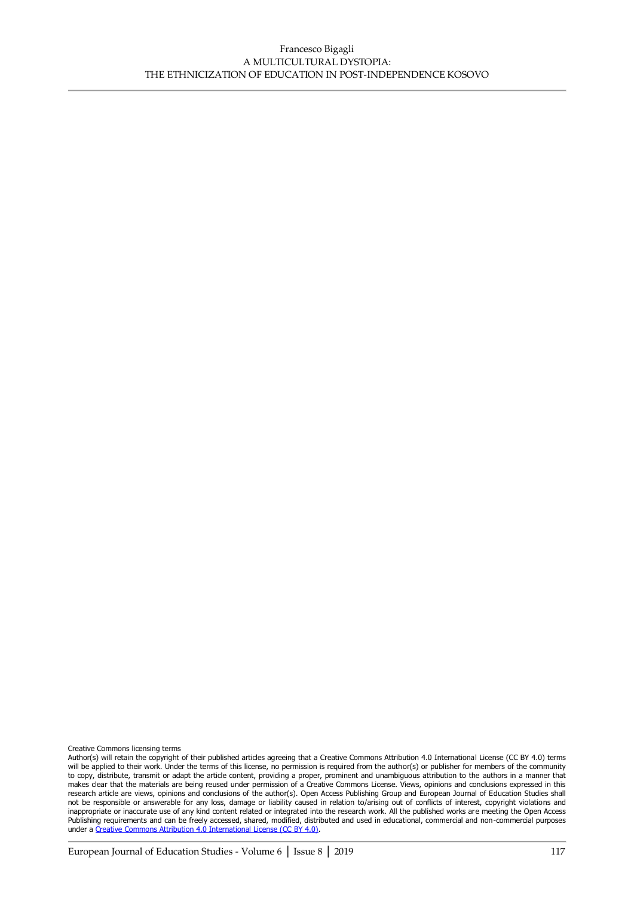Creative Commons licensing terms

Author(s) will retain the copyright of their published articles agreeing that a Creative Commons Attribution 4.0 International License (CC BY 4.0) terms will be applied to their work. Under the terms of this license, no permission is required from the author(s) or publisher for members of the community to copy, distribute, transmit or adapt the article content, providing a proper, prominent and unambiguous attribution to the authors in a manner that makes clear that the materials are being reused under permission of a Creative Commons License. Views, opinions and conclusions expressed in this research article are views, opinions and conclusions of the author(s). Open Access Publishing Group and European Journal of Education Studies shall not be responsible or answerable for any loss, damage or liability caused in relation to/arising out of conflicts of interest, copyright violations and inappropriate or inaccurate use of any kind content related or integrated into the research work. All the published works are meeting the Open Access Publishing requirements and can be freely accessed, shared, modified, distributed and used in educational, commercial and non-commercial purposes under a [Creative Commons Attribution 4.0 International License (CC BY 4.0)](https://creativecommons.org/licenses/by/4.0/).